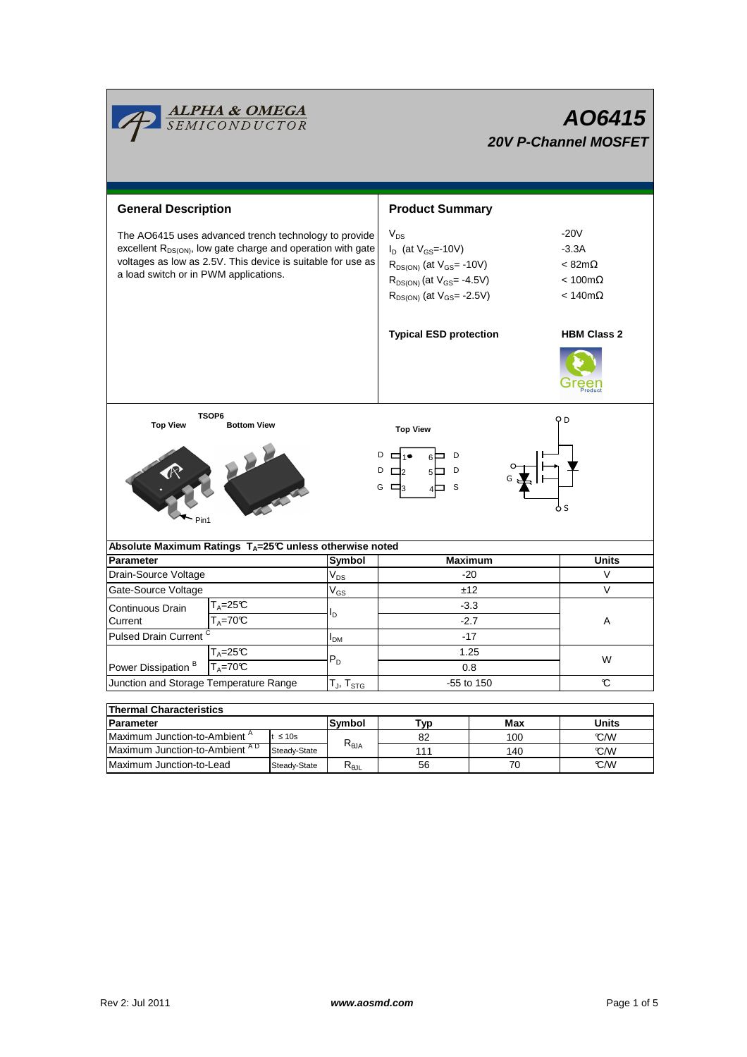ALPHA & OMEGA SEMICONDUCTOR

# AO6415

## 20V P-Channel MOSFET

### General Description

The AO6415 uses advanced trench technology to provide excellent $R_{DS(ON)}$, low gate charge and operation with gate voltages as low as 2.5V. This device is suitable for use as a load switch or in PWM applications.

### Product Summary

| | |
|---|---|
| $V_{DS}$ | -20V |
| $I_D$ (at $V_{GS}$=-10V) | -3.3A |
| $R_{DS(ON)}$ (at $V_{GS}$= -10V) | < 82mΩ |
| $R_{DS(ON)}$ (at $V_{GS}$= -4.5V) | < 100mΩ |
| $R_{DS(ON)}$ (at $V_{GS}$= -2.5V) | < 140mΩ |

**Typical ESD protection** **HBM Class 2**

Green Product

TSOP6

Top View Bottom View

Pin1

Top View

D 1 6 D
D 2 5 D
G 3 4 S

D G S

| Absolute Maximum Ratings $T_A$=25℃ unless otherwise noted | | | | |
|---|---|---|---|---|
| **Parameter** | | **Symbol** | **Maximum** | **Units** |
| Drain-Source Voltage | | $V_{DS}$ | -20 | V |
| Gate-Source Voltage | | $V_{GS}$ | ±12 | V |
| Continuous Drain Current | $T_A$=25℃ | $I_D$ | -3.3 | A |
| | $T_A$=70℃ | | -2.7 | |
| Pulsed Drain Current [C] | | $I_{DM}$ | -17 | |
| Power Dissipation [B] | $T_A$=25℃ | $P_D$ | 1.25 | W |
| | $T_A$=70℃ | | 0.8 | |
| Junction and Storage Temperature Range | | $T_J$, $T_{STG}$ | -55 to 150 | ℃ |

| Thermal Characteristics | | | | | |
|---|---|---|---|---|---|
| **Parameter** | | **Symbol** | **Typ** | **Max** | **Units** |
| Maximum Junction-to-Ambient [A] | t ≤ 10s | $R_{\theta JA}$ | 82 | 100 | ℃/W |
| Maximum Junction-to-Ambient [A D] | Steady-State | | 111 | 140 | ℃/W |
| Maximum Junction-to-Lead | Steady-State | $R_{\theta JL}$ | 56 | 70 | ℃/W |

Rev 2: Jul 2011 www.aosmd.com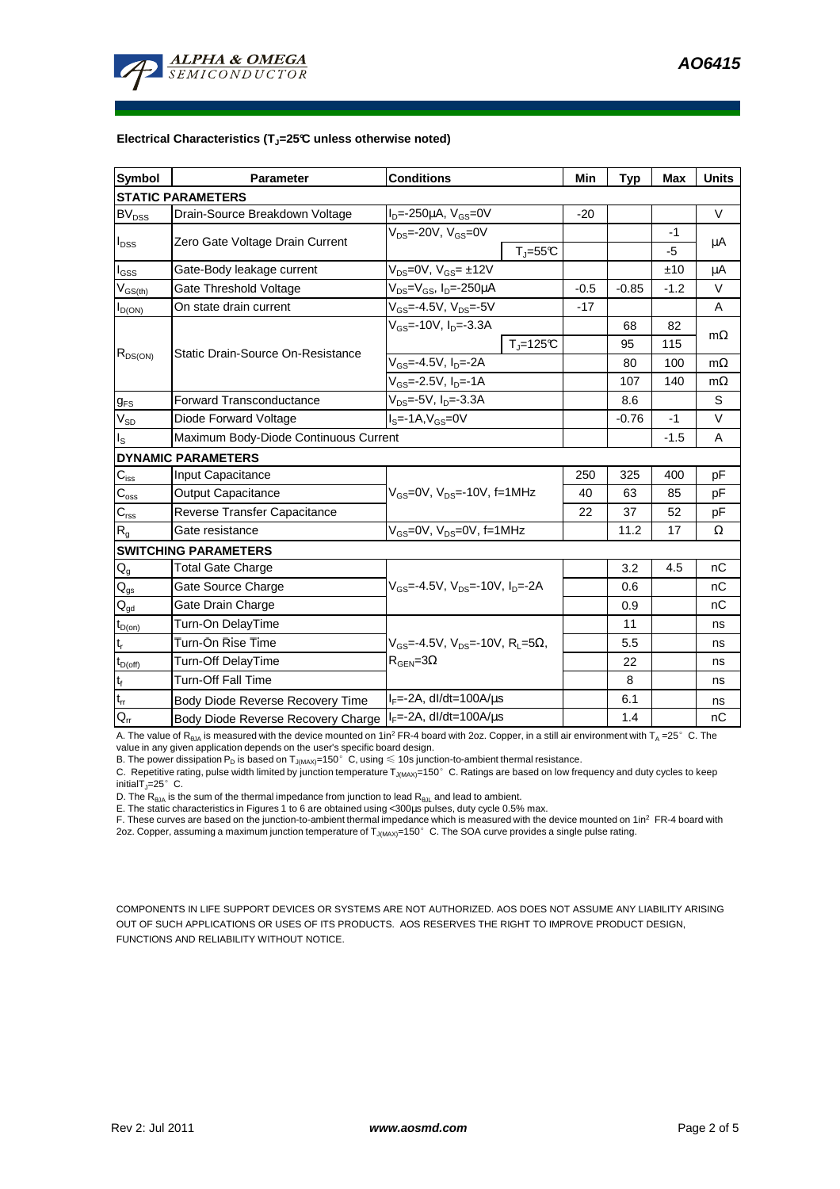**Electrical Characteristics ($T_J$=25°C unless otherwise noted)**

| Symbol | Parameter | Conditions | | Min | Typ | Max | Units |
|---|---|---|---|---|---|---|---|
| **STATIC PARAMETERS** | | | | | | | |
| $BV_{DSS}$ | Drain-Source Breakdown Voltage | $I_D$=-250µA, $V_{GS}$=0V | | -20 | | | V |
| $I_{DSS}$ | Zero Gate Voltage Drain Current | $V_{DS}$=-20V, $V_{GS}$=0V | | | | -1 | µA |
| | | | $T_J$=55°C | | | -5 | |
| $I_{GSS}$ | Gate-Body leakage current | $V_{DS}$=0V, $V_{GS}$= ±12V | | | | ±10 | µA |
| $V_{GS(th)}$ | Gate Threshold Voltage | $V_{DS}$=$V_{GS}$, $I_D$=-250µA | | -0.5 | -0.85 | -1.2 | V |
| $I_{D(ON)}$ | On state drain current | $V_{GS}$=-4.5V, $V_{DS}$=-5V | | -17 | | | A |
| $R_{DS(ON)}$ | Static Drain-Source On-Resistance | $V_{GS}$=-10V, $I_D$=-3.3A | | | 68 | 82 | mΩ |
| | | | $T_J$=125°C | | 95 | 115 | |
| | | $V_{GS}$=-4.5V, $I_D$=-2A | | | 80 | 100 | mΩ |
| | | $V_{GS}$=-2.5V, $I_D$=-1A | | | 107 | 140 | mΩ |
| $g_{FS}$ | Forward Transconductance | $V_{DS}$=-5V, $I_D$=-3.3A | | | 8.6 | | S |
| $V_{SD}$ | Diode Forward Voltage | $I_S$=-1A,$V_{GS}$=0V | | | -0.76 | -1 | V |
| $I_S$ | Maximum Body-Diode Continuous Current | | | | | -1.5 | A |
| **DYNAMIC PARAMETERS** | | | | | | | |
| $C_{iss}$ | Input Capacitance | $V_{GS}$=0V, $V_{DS}$=-10V, f=1MHz | | 250 | 325 | 400 | pF |
| $C_{oss}$ | Output Capacitance | | | 40 | 63 | 85 | pF |
| $C_{rss}$ | Reverse Transfer Capacitance | | | 22 | 37 | 52 | pF |
| $R_g$ | Gate resistance | $V_{GS}$=0V, $V_{DS}$=0V, f=1MHz | | | 11.2 | 17 | Ω |
| **SWITCHING PARAMETERS** | | | | | | | |
| $Q_g$ | Total Gate Charge | $V_{GS}$=-4.5V, $V_{DS}$=-10V, $I_D$=-2A | | | 3.2 | 4.5 | nC |
| $Q_{gs}$ | Gate Source Charge | | | | 0.6 | | nC |
| $Q_{gd}$ | Gate Drain Charge | | | | 0.9 | | nC |
| $t_{D(on)}$ | Turn-On DelayTime | $V_{GS}$=-4.5V, $V_{DS}$=-10V, $R_L$=5Ω, $R_{GEN}$=3Ω | | | 11 | | ns |
| $t_r$ | Turn-On Rise Time | | | | 5.5 | | ns |
| $t_{D(off)}$ | Turn-Off DelayTime | | | | 22 | | ns |
| $t_f$ | Turn-Off Fall Time | | | | 8 | | ns |
| $t_{rr}$ | Body Diode Reverse Recovery Time | $I_F$=-2A, dI/dt=100A/µs | | | 6.1 | | ns |
| $Q_{rr}$ | Body Diode Reverse Recovery Charge | $I_F$=-2A, dI/dt=100A/µs | | | 1.4 | | nC |

A. The value of $R_{\theta JA}$ is measured with the device mounted on 1in² FR-4 board with 2oz. Copper, in a still air environment with $T_A$ =25° C. The value in any given application depends on the user's specific board design.
B. The power dissipation $P_D$ is based on $T_{J(MAX)}$=150° C, using ≤ 10s junction-to-ambient thermal resistance.
C. Repetitive rating, pulse width limited by junction temperature $T_{J(MAX)}$=150° C. Ratings are based on low frequency and duty cycles to keep initial $T_J$=25° C.
D. The $R_{\theta JA}$ is the sum of the thermal impedance from junction to lead $R_{\theta JL}$ and lead to ambient.
E. The static characteristics in Figures 1 to 6 are obtained using <300µs pulses, duty cycle 0.5% max.
F. These curves are based on the junction-to-ambient thermal impedance which is measured with the device mounted on 1in² FR-4 board with 2oz. Copper, assuming a maximum junction temperature of $T_{J(MAX)}$=150° C. The SOA curve provides a single pulse rating.

COMPONENTS IN LIFE SUPPORT DEVICES OR SYSTEMS ARE NOT AUTHORIZED. AOS DOES NOT ASSUME ANY LIABILITY ARISING OUT OF SUCH APPLICATIONS OR USES OF ITS PRODUCTS. AOS RESERVES THE RIGHT TO IMPROVE PRODUCT DESIGN, FUNCTIONS AND RELIABILITY WITHOUT NOTICE.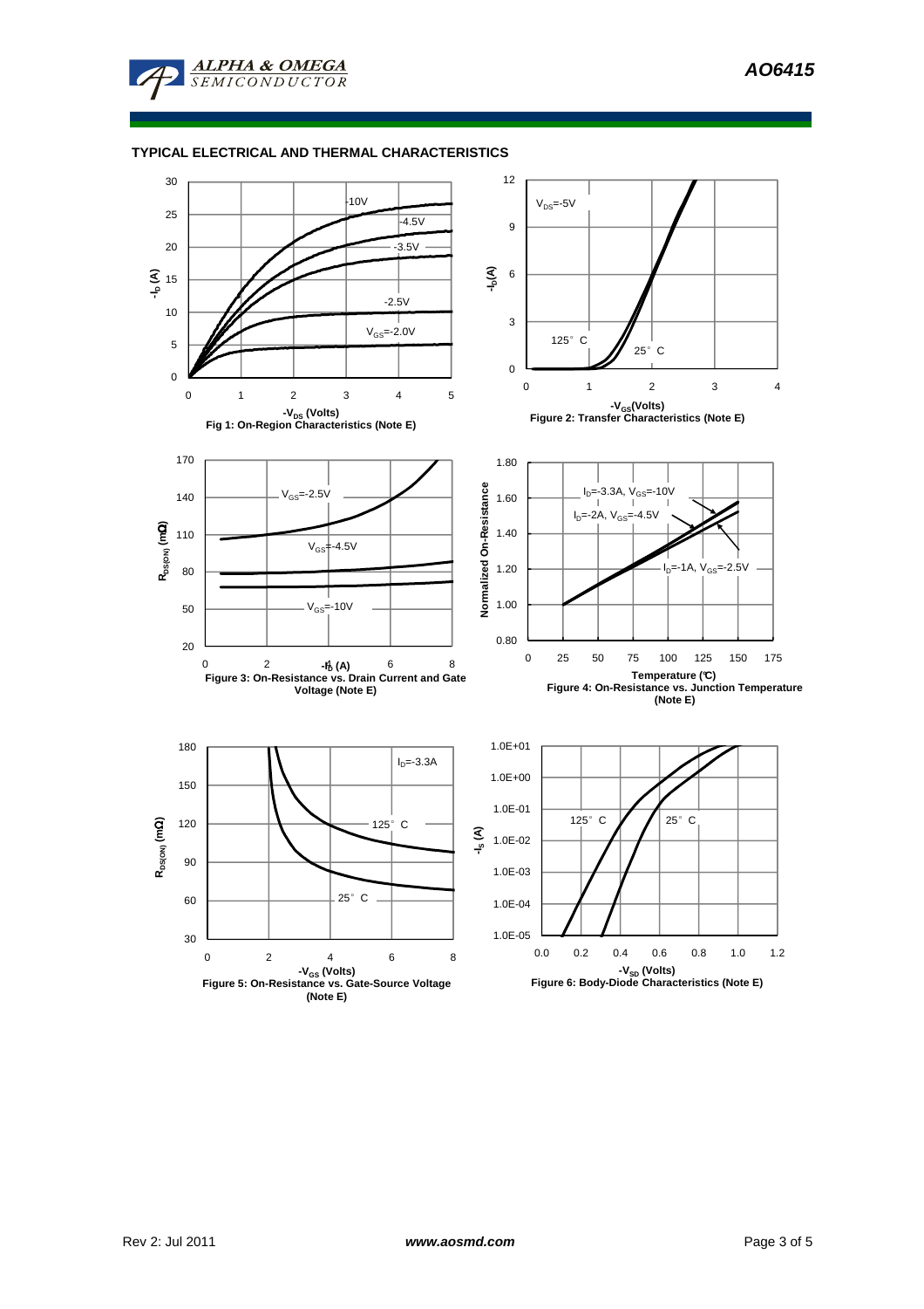## TYPICAL ELECTRICAL AND THERMAL CHARACTERISTICS

-10V

-4.5V

-3.5V

-2.5V

$V_{GS}$=-2.0V

$-I_D$ (A)

$-V_{DS}$ (Volts)

Fig 1: On-Region Characteristics (Note E)

$V_{DS}$=-5V

125° C

25° C

$-I_D$(A)

$-V_{GS}$(Volts)

Figure 2: Transfer Characteristics (Note E)

$V_{GS}$=-2.5V

$V_{GS}$=-4.5V

$V_{GS}$=-10V

$R_{DS(ON)}$ (mΩ)

$-I_D$ (A)

Figure 3: On-Resistance vs. Drain Current and Gate Voltage (Note E)

$I_D$=-3.3A, $V_{GS}$=-10V

$I_D$=-2A, $V_{GS}$=-4.5V

$I_D$=-1A, $V_{GS}$=-2.5V

Normalized On-Resistance

Temperature (°C)

Figure 4: On-Resistance vs. Junction Temperature (Note E)

$I_D$=-3.3A

125° C

25° C

$R_{DS(ON)}$ (mΩ)

$-V_{GS}$ (Volts)

Figure 5: On-Resistance vs. Gate-Source Voltage (Note E)

125° C

25° C

$-I_S$ (A)

$-V_{SD}$ (Volts)

Figure 6: Body-Diode Characteristics (Note E)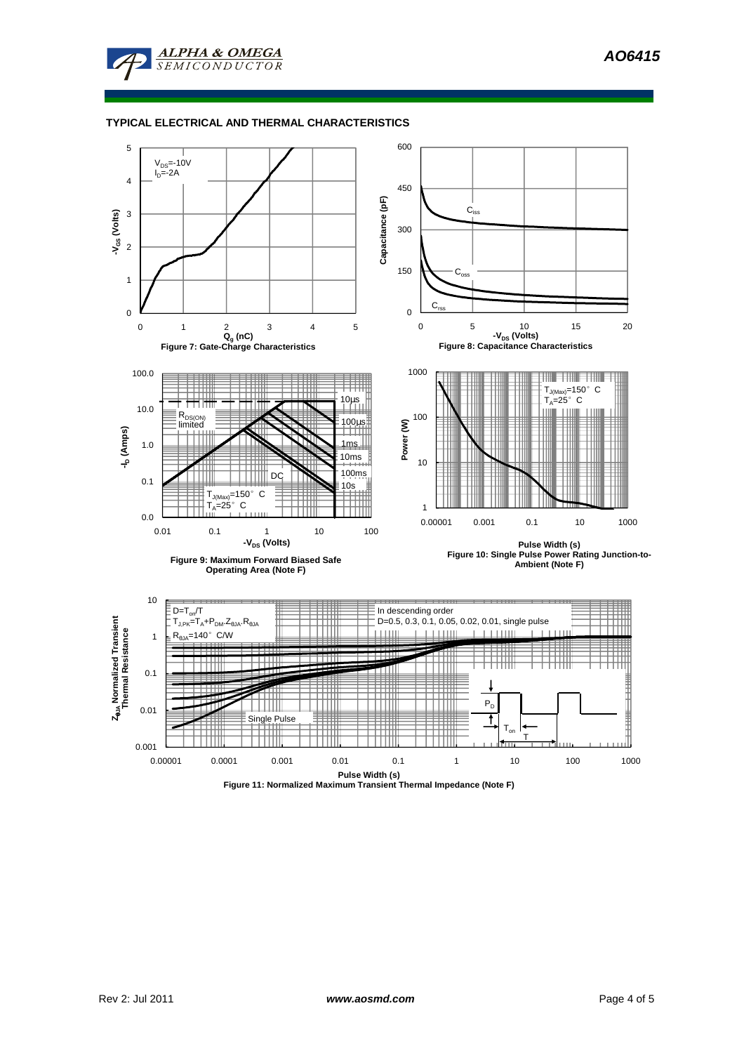## TYPICAL ELECTRICAL AND THERMAL CHARACTERISTICS

$V_{DS}$=-10V
$I_D$=-2A

$-V_{GS}$ (Volts)

$Q_g$ (nC)

**Figure 7: Gate-Charge Characteristics**

$C_{iss}$, $C_{oss}$, $C_{rss}$

Capacitance (pF)

$-V_{DS}$ (Volts)

**Figure 8: Capacitance Characteristics**

$R_{DS(ON)}$ limited

10µs, 100µs, 1ms, 10ms, 100ms, 10s, DC

$T_{J(Max)}$=150° C
$T_A$=25° C

$-I_D$ (Amps)

$-V_{DS}$ (Volts)

**Figure 9: Maximum Forward Biased Safe Operating Area (Note F)**

$T_{J(Max)}$=150° C
$T_A$=25° C

Power (W)

Pulse Width (s)

**Figure 10: Single Pulse Power Rating Junction-to-Ambient (Note F)**

$D=T_{on}/T$
$T_{J,PK}=T_A+P_{DM}.Z_{\theta JA}.R_{\theta JA}$
$R_{\theta JA}$=140° C/W

In descending order
D=0.5, 0.3, 0.1, 0.05, 0.02, 0.01, single pulse

Single Pulse

$P_D$, $T_{on}$, T

$Z_{\theta JA}$ Normalized Transient Thermal Resistance

Pulse Width (s)

**Figure 11: Normalized Maximum Transient Thermal Impedance (Note F)**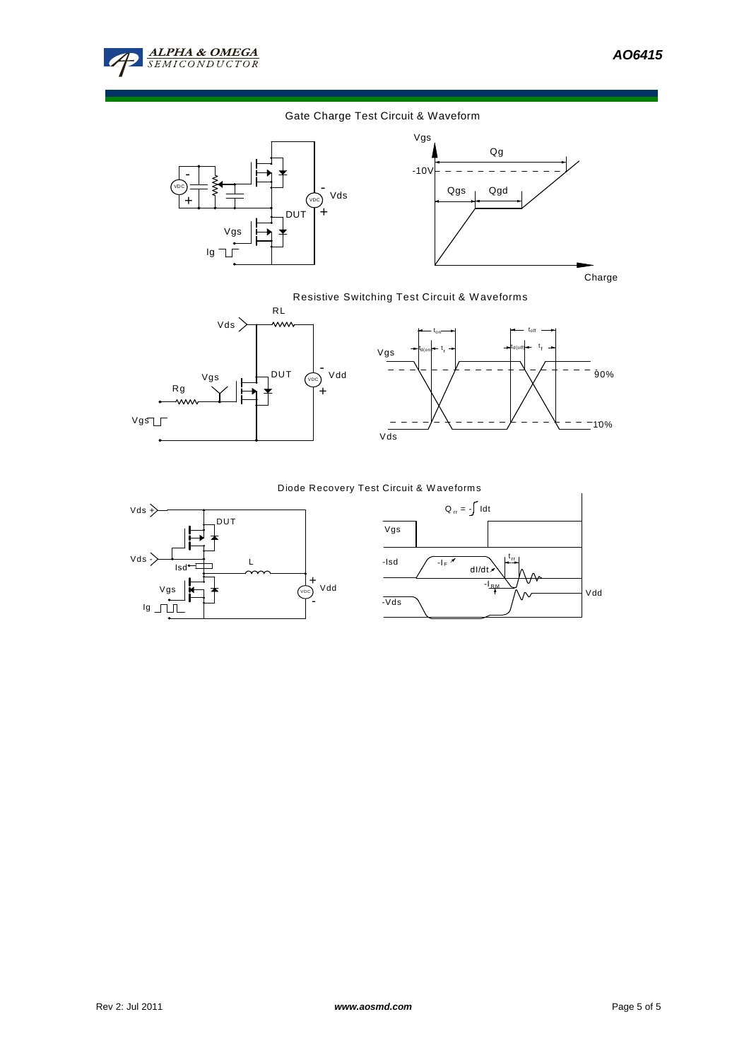## Gate Charge Test Circuit & Waveform

VDC

Vgs

Ig

DUT

VDC

Vds

Vgs

Qg

-10V

Qgs

Qgd

Charge

## Resistive Switching Test Circuit & Waveforms

RL

Vds

Vgs

Rg

Vgs

DUT

VDC

Vdd

$t_{on}$

$t_{d(on)}$

$t_r$

$t_{off}$

$t_{d(off)}$

$t_f$

Vgs

90%

10%

Vds

## Diode Recovery Test Circuit & Waveforms

Vds +

DUT

Vds -

Isd

L

Vgs

Ig

VDC

Vdd

$Q_{rr} = -\int Idt$

Vgs

-Isd

$-I_F$

dI/dt

$t_{rr}$

$-I_{RM}$

-Vds

Vdd